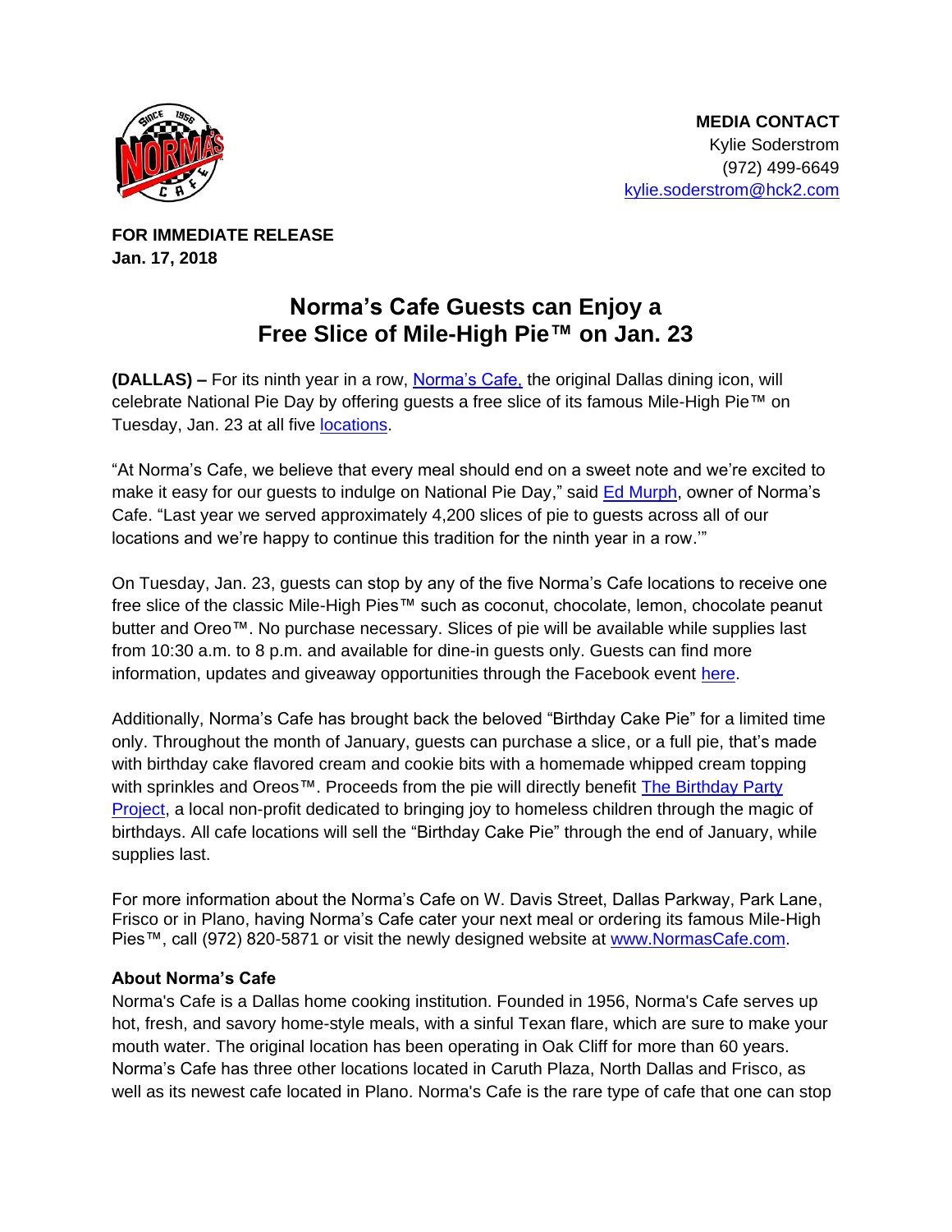**MEDIA CONTACT**
Kylie Soderstrom
(972) 499-6649
kylie.soderstrom@hck2.com

**FOR IMMEDIATE RELEASE**
**Jan. 17, 2018**

# Norma's Cafe Guests can Enjoy a Free Slice of Mile-High Pie™ on Jan. 23

**(DALLAS) –** For its ninth year in a row, Norma's Cafe, the original Dallas dining icon, will celebrate National Pie Day by offering guests a free slice of its famous Mile-High Pie™ on Tuesday, Jan. 23 at all five locations.

"At Norma's Cafe, we believe that every meal should end on a sweet note and we're excited to make it easy for our guests to indulge on National Pie Day," said Ed Murph, owner of Norma's Cafe. "Last year we served approximately 4,200 slices of pie to guests across all of our locations and we're happy to continue this tradition for the ninth year in a row.'"

On Tuesday, Jan. 23, guests can stop by any of the five Norma's Cafe locations to receive one free slice of the classic Mile-High Pies™ such as coconut, chocolate, lemon, chocolate peanut butter and Oreo™. No purchase necessary. Slices of pie will be available while supplies last from 10:30 a.m. to 8 p.m. and available for dine-in guests only. Guests can find more information, updates and giveaway opportunities through the Facebook event here.

Additionally, Norma's Cafe has brought back the beloved "Birthday Cake Pie" for a limited time only. Throughout the month of January, guests can purchase a slice, or a full pie, that's made with birthday cake flavored cream and cookie bits with a homemade whipped cream topping with sprinkles and Oreos™. Proceeds from the pie will directly benefit The Birthday Party Project, a local non-profit dedicated to bringing joy to homeless children through the magic of birthdays. All cafe locations will sell the "Birthday Cake Pie" through the end of January, while supplies last.

For more information about the Norma's Cafe on W. Davis Street, Dallas Parkway, Park Lane, Frisco or in Plano, having Norma's Cafe cater your next meal or ordering its famous Mile-High Pies™, call (972) 820-5871 or visit the newly designed website at www.NormasCafe.com.

**About Norma's Cafe**

Norma's Cafe is a Dallas home cooking institution. Founded in 1956, Norma's Cafe serves up hot, fresh, and savory home-style meals, with a sinful Texan flare, which are sure to make your mouth water. The original location has been operating in Oak Cliff for more than 60 years. Norma's Cafe has three other locations located in Caruth Plaza, North Dallas and Frisco, as well as its newest cafe located in Plano. Norma's Cafe is the rare type of cafe that one can stop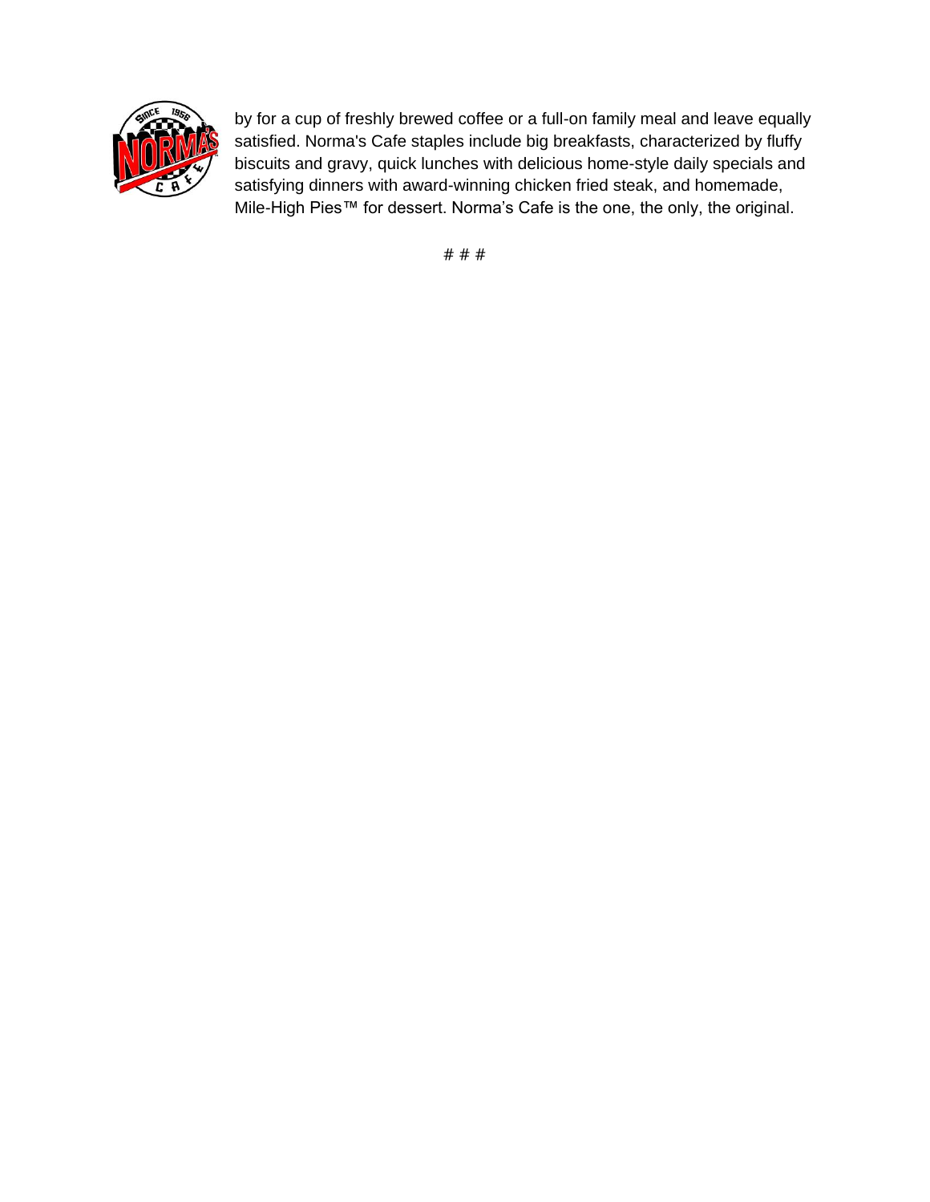by for a cup of freshly brewed coffee or a full-on family meal and leave equally satisfied. Norma's Cafe staples include big breakfasts, characterized by fluffy biscuits and gravy, quick lunches with delicious home-style daily specials and satisfying dinners with award-winning chicken fried steak, and homemade, Mile-High Pies™ for dessert. Norma's Cafe is the one, the only, the original.

# # #